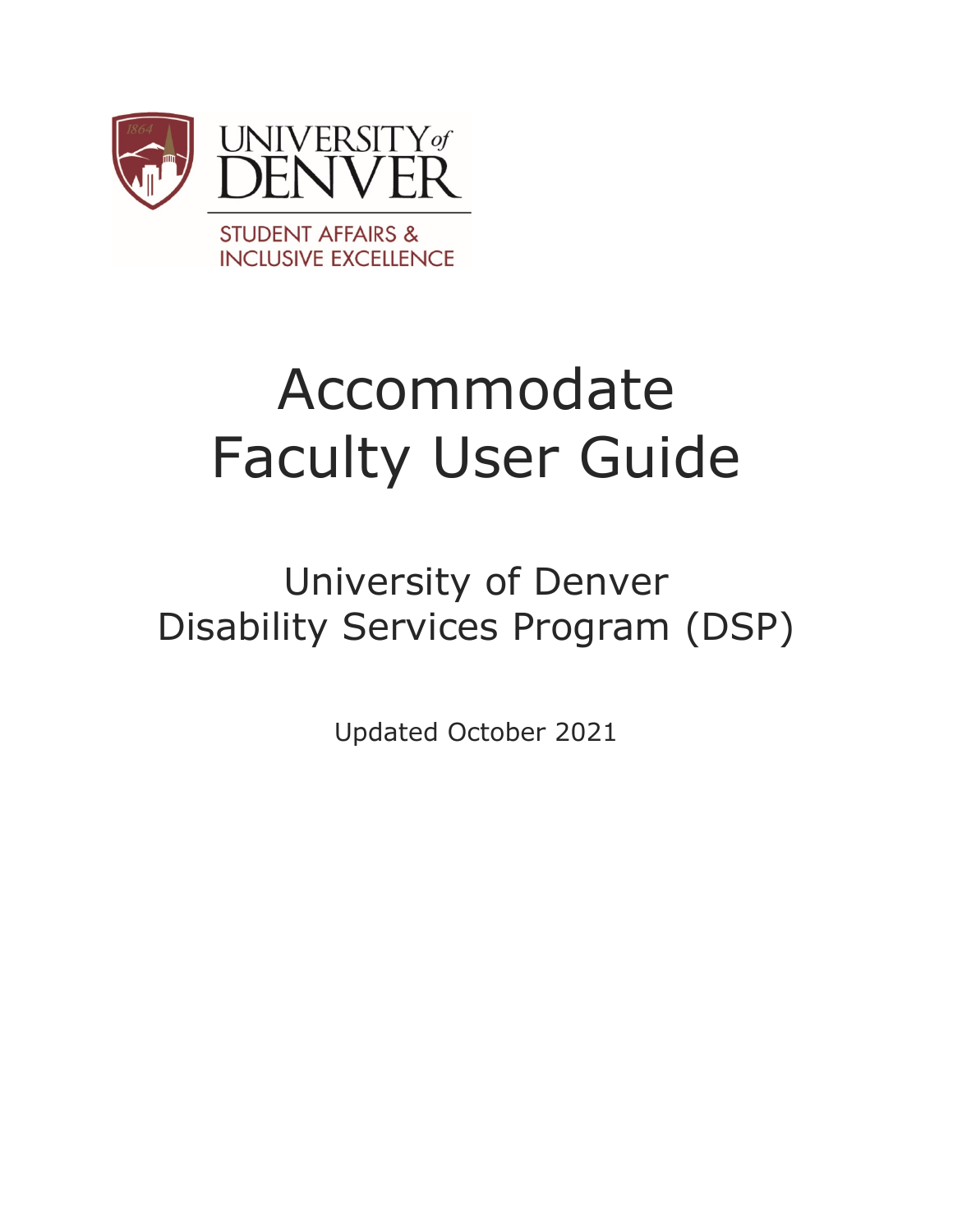UNIVERSITY of DENVER

STUDENT AFFAIRS & INCLUSIVE EXCELLENCE

# Accommodate Faculty User Guide

## University of Denver Disability Services Program (DSP)

Updated October 2021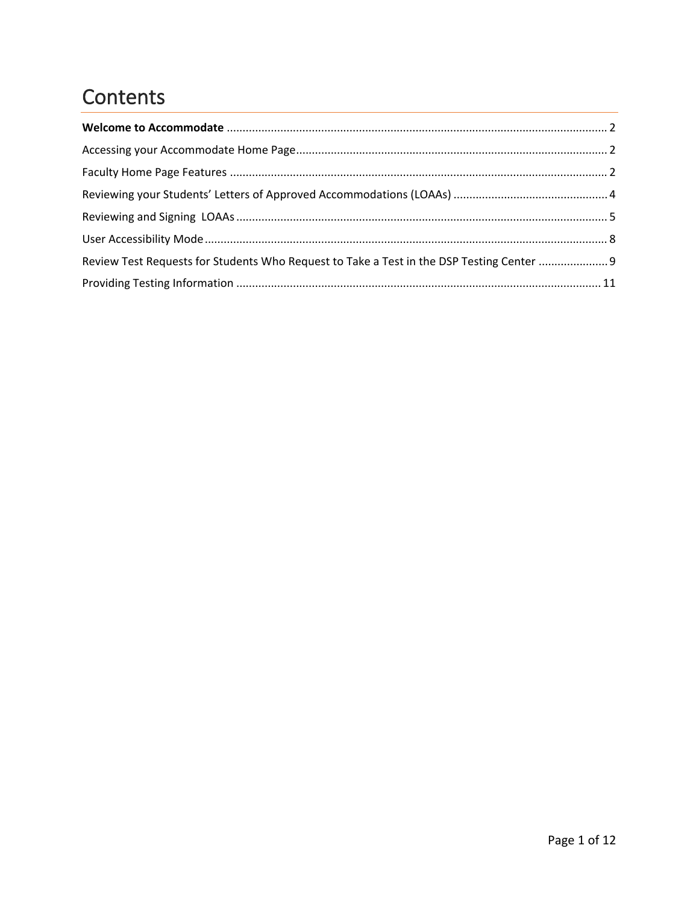# Contents

**Welcome to Accommodate** ........................................................................................................................ 2

Accessing your Accommodate Home Page................................................................................................. 2

Faculty Home Page Features ...................................................................................................................... 2

Reviewing your Students' Letters of Approved Accommodations (LOAAs) ................................................ 4

Reviewing and Signing LOAAs ..................................................................................................................... 5

User Accessibility Mode.............................................................................................................................. 8

Review Test Requests for Students Who Request to Take a Test in the DSP Testing Center ..................... 9

Providing Testing Information .................................................................................................................. 11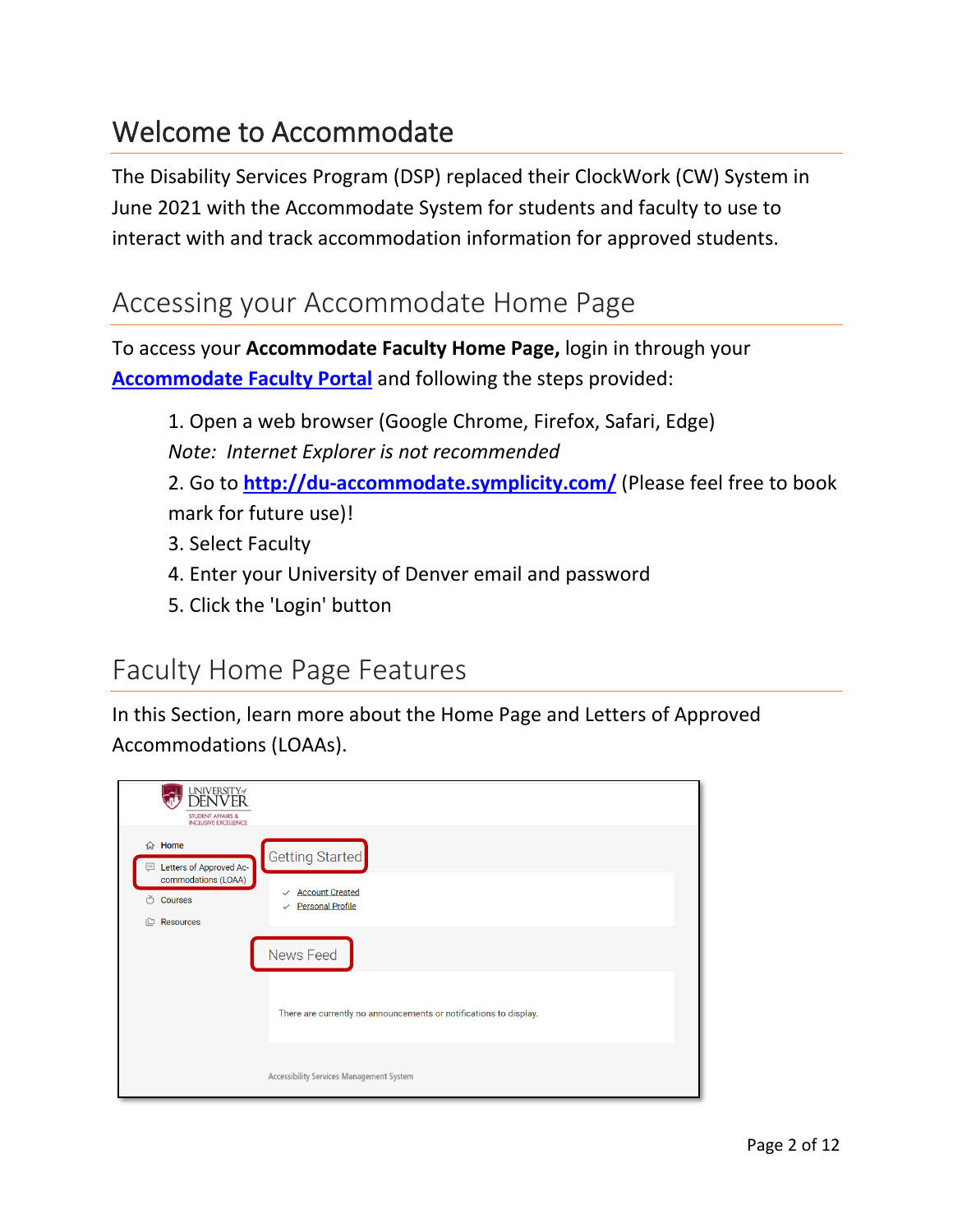# Welcome to Accommodate

The Disability Services Program (DSP) replaced their ClockWork (CW) System in June 2021 with the Accommodate System for students and faculty to use to interact with and track accommodation information for approved students.

## Accessing your Accommodate Home Page

To access your **Accommodate Faculty Home Page,** login in through your **Accommodate Faculty Portal** and following the steps provided:

1. Open a web browser (Google Chrome, Firefox, Safari, Edge)
*Note: Internet Explorer is not recommended*
2. Go to **http://du-accommodate.symplicity.com/** (Please feel free to book mark for future use)!
3. Select Faculty
4. Enter your University of Denver email and password
5. Click the 'Login' button

## Faculty Home Page Features

In this Section, learn more about the Home Page and Letters of Approved Accommodations (LOAAs).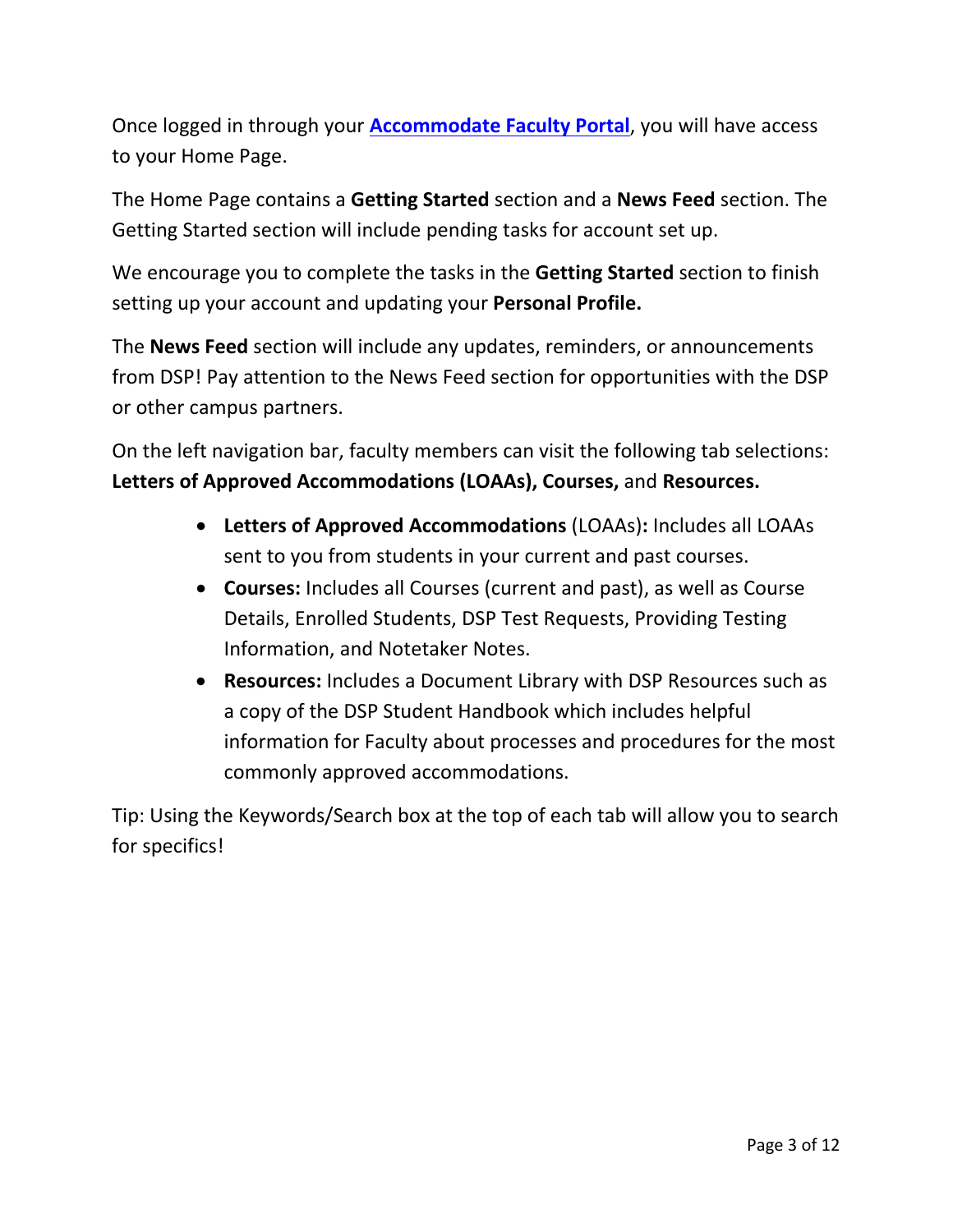Once logged in through your **Accommodate Faculty Portal**, you will have access to your Home Page.

The Home Page contains a **Getting Started** section and a **News Feed** section. The Getting Started section will include pending tasks for account set up.

We encourage you to complete the tasks in the **Getting Started** section to finish setting up your account and updating your **Personal Profile.**

The **News Feed** section will include any updates, reminders, or announcements from DSP! Pay attention to the News Feed section for opportunities with the DSP or other campus partners.

On the left navigation bar, faculty members can visit the following tab selections: **Letters of Approved Accommodations (LOAAs), Courses,** and **Resources.**

- **Letters of Approved Accommodations** (LOAAs)**:** Includes all LOAAs sent to you from students in your current and past courses.
- **Courses:** Includes all Courses (current and past), as well as Course Details, Enrolled Students, DSP Test Requests, Providing Testing Information, and Notetaker Notes.
- **Resources:** Includes a Document Library with DSP Resources such as a copy of the DSP Student Handbook which includes helpful information for Faculty about processes and procedures for the most commonly approved accommodations.

Tip: Using the Keywords/Search box at the top of each tab will allow you to search for specifics!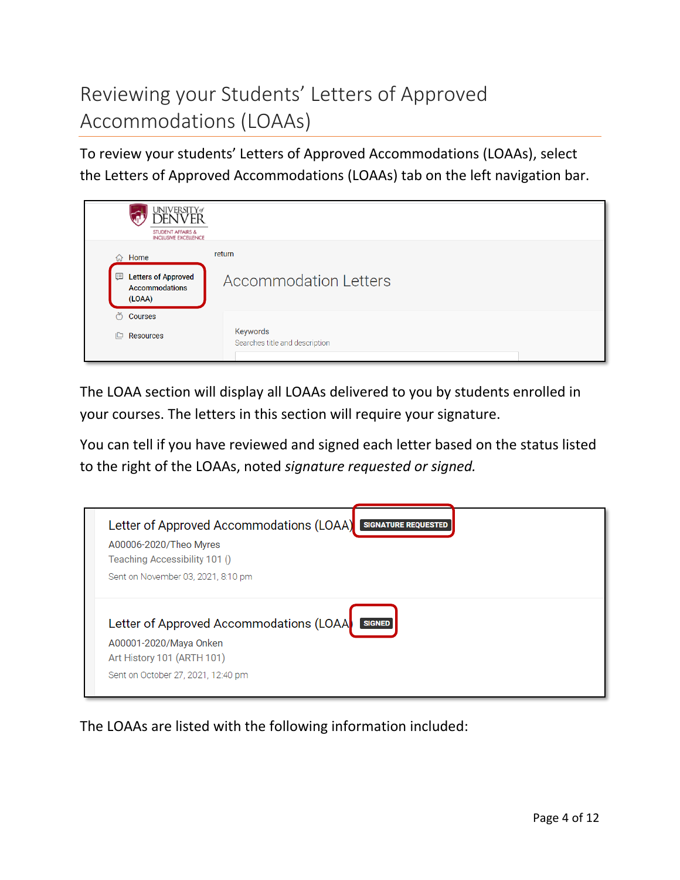# Reviewing your Students' Letters of Approved Accommodations (LOAAs)

To review your students' Letters of Approved Accommodations (LOAAs), select the Letters of Approved Accommodations (LOAAs) tab on the left navigation bar.

The LOAA section will display all LOAAs delivered to you by students enrolled in your courses. The letters in this section will require your signature.

You can tell if you have reviewed and signed each letter based on the status listed to the right of the LOAAs, noted *signature requested or signed.*

The LOAAs are listed with the following information included: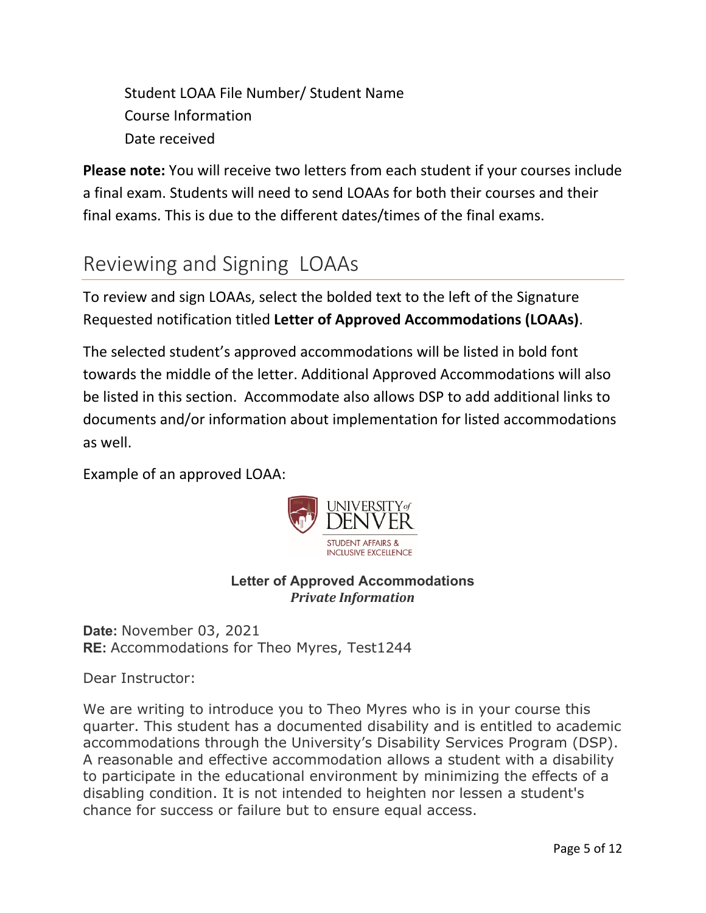Student LOAA File Number/ Student Name
Course Information
Date received

**Please note:** You will receive two letters from each student if your courses include a final exam. Students will need to send LOAAs for both their courses and their final exams. This is due to the different dates/times of the final exams.

## Reviewing and Signing LOAAs

To review and sign LOAAs, select the bolded text to the left of the Signature Requested notification titled **Letter of Approved Accommodations (LOAAs)**.

The selected student's approved accommodations will be listed in bold font towards the middle of the letter. Additional Approved Accommodations will also be listed in this section. Accommodate also allows DSP to add additional links to documents and/or information about implementation for listed accommodations as well.

Example of an approved LOAA:

UNIVERSITY of DENVER
STUDENT AFFAIRS & INCLUSIVE EXCELLENCE

**Letter of Approved Accommodations**
***Private Information***

**Date:** November 03, 2021
**RE:** Accommodations for Theo Myres, Test1244

Dear Instructor:

We are writing to introduce you to Theo Myres who is in your course this quarter. This student has a documented disability and is entitled to academic accommodations through the University's Disability Services Program (DSP). A reasonable and effective accommodation allows a student with a disability to participate in the educational environment by minimizing the effects of a disabling condition. It is not intended to heighten nor lessen a student's chance for success or failure but to ensure equal access.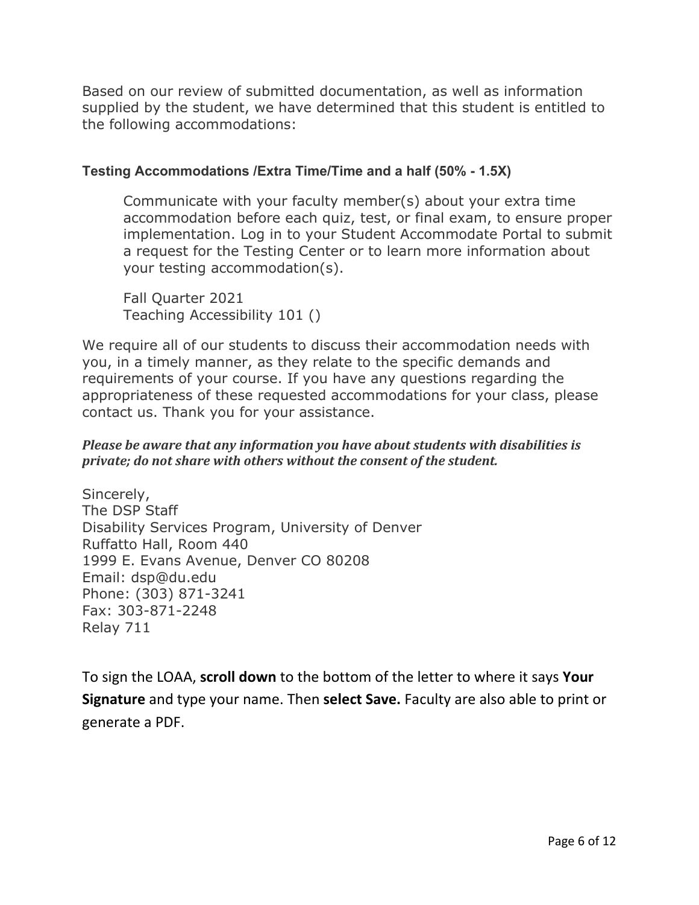Based on our review of submitted documentation, as well as information supplied by the student, we have determined that this student is entitled to the following accommodations:

**Testing Accommodations /Extra Time/Time and a half (50% - 1.5X)**

Communicate with your faculty member(s) about your extra time accommodation before each quiz, test, or final exam, to ensure proper implementation. Log in to your Student Accommodate Portal to submit a request for the Testing Center or to learn more information about your testing accommodation(s).

Fall Quarter 2021
Teaching Accessibility 101 ()

We require all of our students to discuss their accommodation needs with you, in a timely manner, as they relate to the specific demands and requirements of your course. If you have any questions regarding the appropriateness of these requested accommodations for your class, please contact us. Thank you for your assistance.

***Please be aware that any information you have about students with disabilities is private; do not share with others without the consent of the student.***

Sincerely,
The DSP Staff
Disability Services Program, University of Denver
Ruffatto Hall, Room 440
1999 E. Evans Avenue, Denver CO 80208
Email: dsp@du.edu
Phone: (303) 871-3241
Fax: 303-871-2248
Relay 711

To sign the LOAA, **scroll down** to the bottom of the letter to where it says **Your Signature** and type your name. Then **select Save.** Faculty are also able to print or generate a PDF.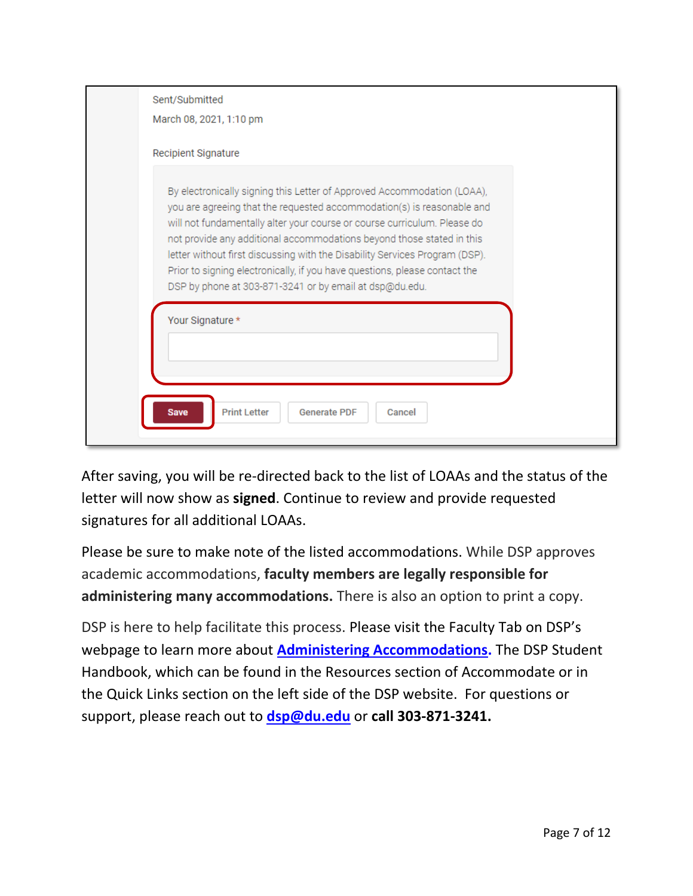Sent/Submitted

March 08, 2021, 1:10 pm

Recipient Signature

By electronically signing this Letter of Approved Accommodation (LOAA), you are agreeing that the requested accommodation(s) is reasonable and will not fundamentally alter your course or course curriculum. Please do not provide any additional accommodations beyond those stated in this letter without first discussing with the Disability Services Program (DSP). Prior to signing electronically, if you have questions, please contact the DSP by phone at 303-871-3241 or by email at dsp@du.edu.

Your Signature *

Save | Print Letter | Generate PDF | Cancel

After saving, you will be re-directed back to the list of LOAAs and the status of the letter will now show as **signed**. Continue to review and provide requested signatures for all additional LOAAs.

Please be sure to make note of the listed accommodations. While DSP approves academic accommodations, **faculty members are legally responsible for administering many accommodations.** There is also an option to print a copy.

DSP is here to help facilitate this process. Please visit the Faculty Tab on DSP's webpage to learn more about **Administering Accommodations.** The DSP Student Handbook, which can be found in the Resources section of Accommodate or in the Quick Links section on the left side of the DSP website. For questions or support, please reach out to **dsp@du.edu** or **call 303-871-3241.**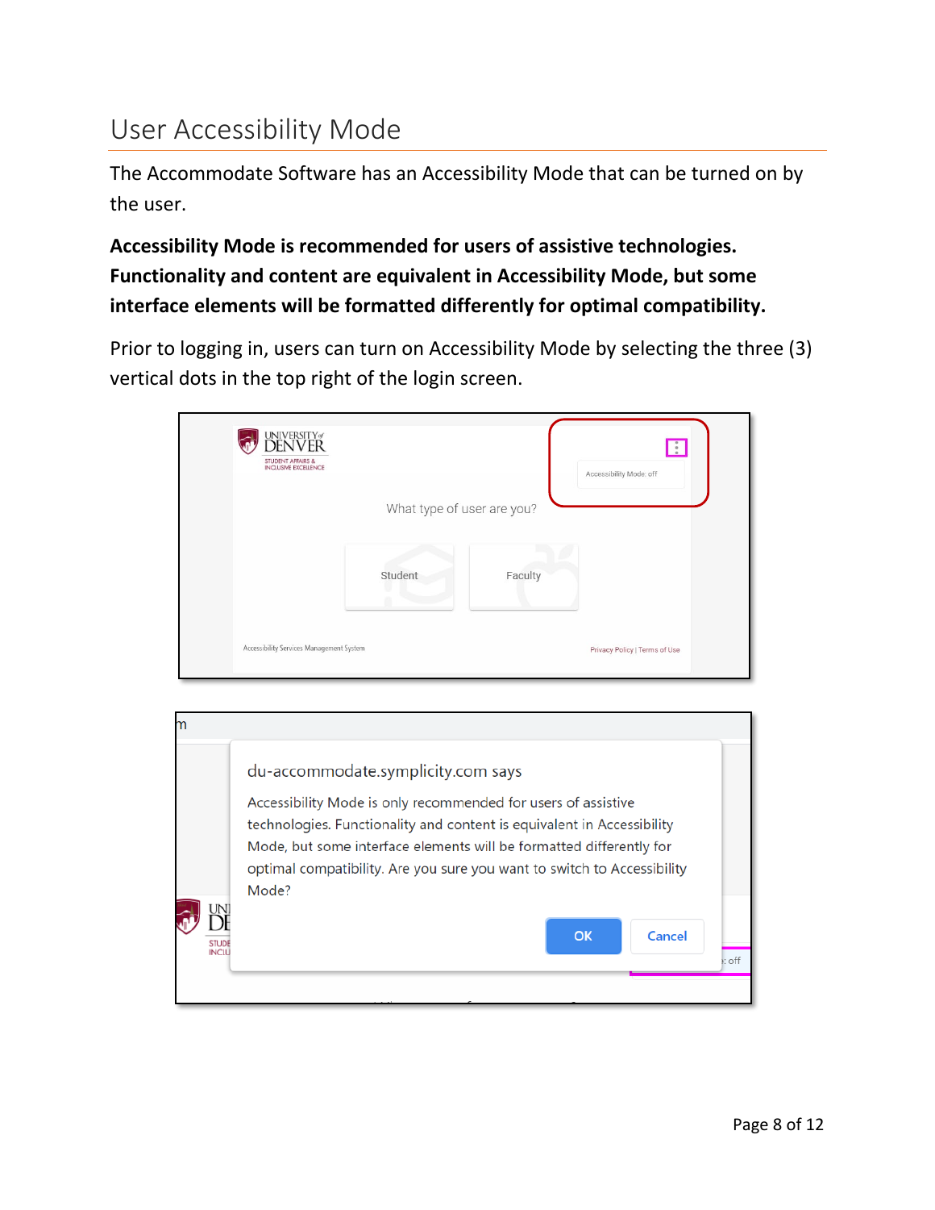## User Accessibility Mode

The Accommodate Software has an Accessibility Mode that can be turned on by the user.

**Accessibility Mode is recommended for users of assistive technologies. Functionality and content are equivalent in Accessibility Mode, but some interface elements will be formatted differently for optimal compatibility.**

Prior to logging in, users can turn on Accessibility Mode by selecting the three (3) vertical dots in the top right of the login screen.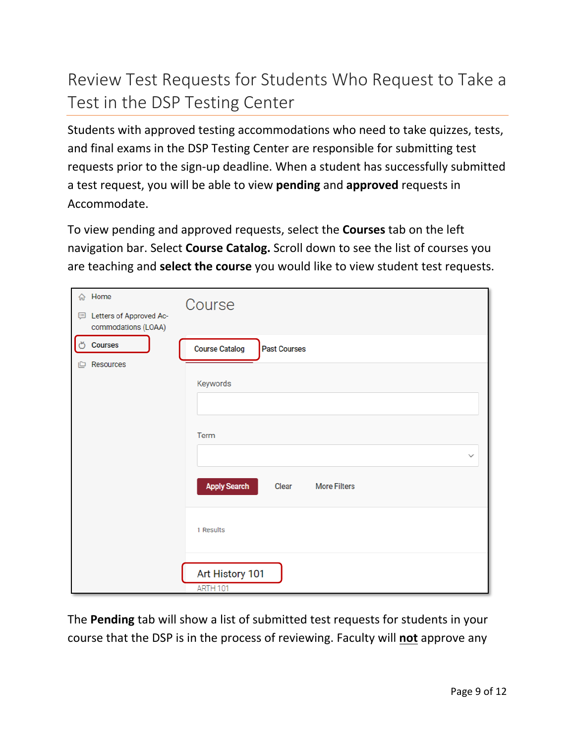# Review Test Requests for Students Who Request to Take a Test in the DSP Testing Center

Students with approved testing accommodations who need to take quizzes, tests, and final exams in the DSP Testing Center are responsible for submitting test requests prior to the sign-up deadline. When a student has successfully submitted a test request, you will be able to view **pending** and **approved** requests in Accommodate.

To view pending and approved requests, select the **Courses** tab on the left navigation bar. Select **Course Catalog.** Scroll down to see the list of courses you are teaching and **select the course** you would like to view student test requests.

The **Pending** tab will show a list of submitted test requests for students in your course that the DSP is in the process of reviewing. Faculty will **not** approve any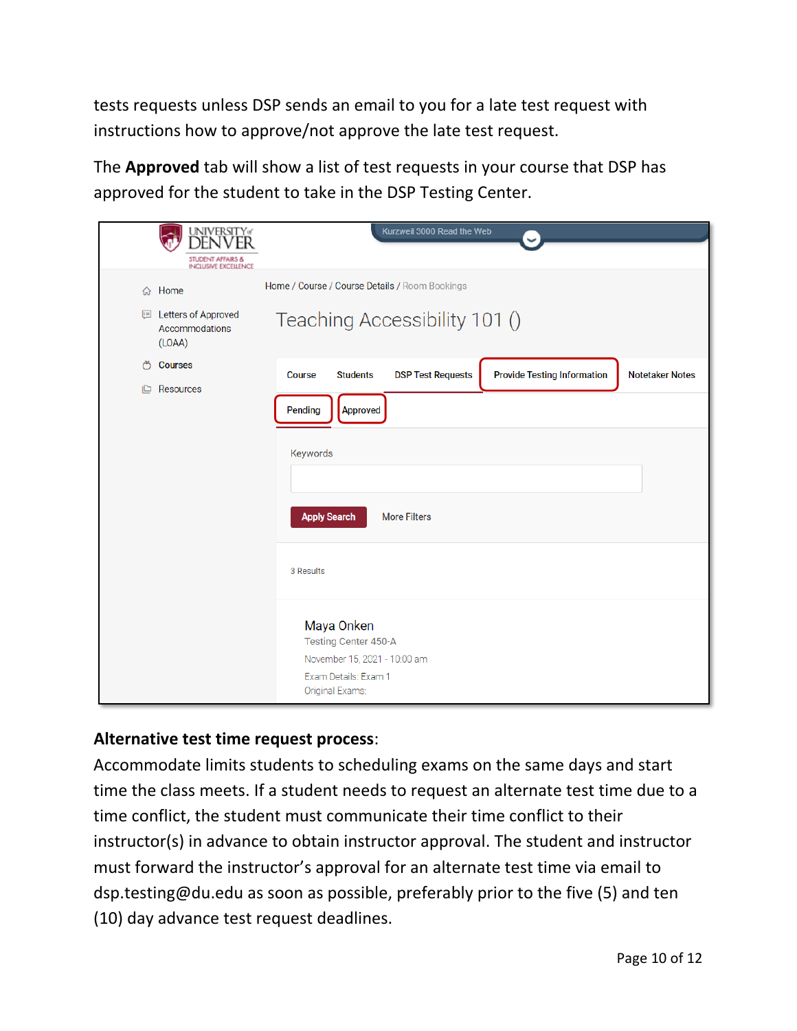tests requests unless DSP sends an email to you for a late test request with instructions how to approve/not approve the late test request.

The **Approved** tab will show a list of test requests in your course that DSP has approved for the student to take in the DSP Testing Center.

University of Denver
Student Affairs & Inclusive Excellence

Kurzweil 3000 Read the Web

Home

Letters of Approved Accommodations (LOAA)

Courses

Resources

Home / Course / Course Details / Room Bookings

Teaching Accessibility 101 ()

Course | Students | DSP Test Requests | Provide Testing Information | Notetaker Notes

Pending | Approved

Keywords

Apply Search | More Filters

3 Results

Maya Onken
Testing Center 450-A
November 15, 2021 - 10:00 am
Exam Details: Exam 1
Original Exams:

**Alternative test time request process**:
Accommodate limits students to scheduling exams on the same days and start time the class meets. If a student needs to request an alternate test time due to a time conflict, the student must communicate their time conflict to their instructor(s) in advance to obtain instructor approval. The student and instructor must forward the instructor's approval for an alternate test time via email to dsp.testing@du.edu as soon as possible, preferably prior to the five (5) and ten (10) day advance test request deadlines.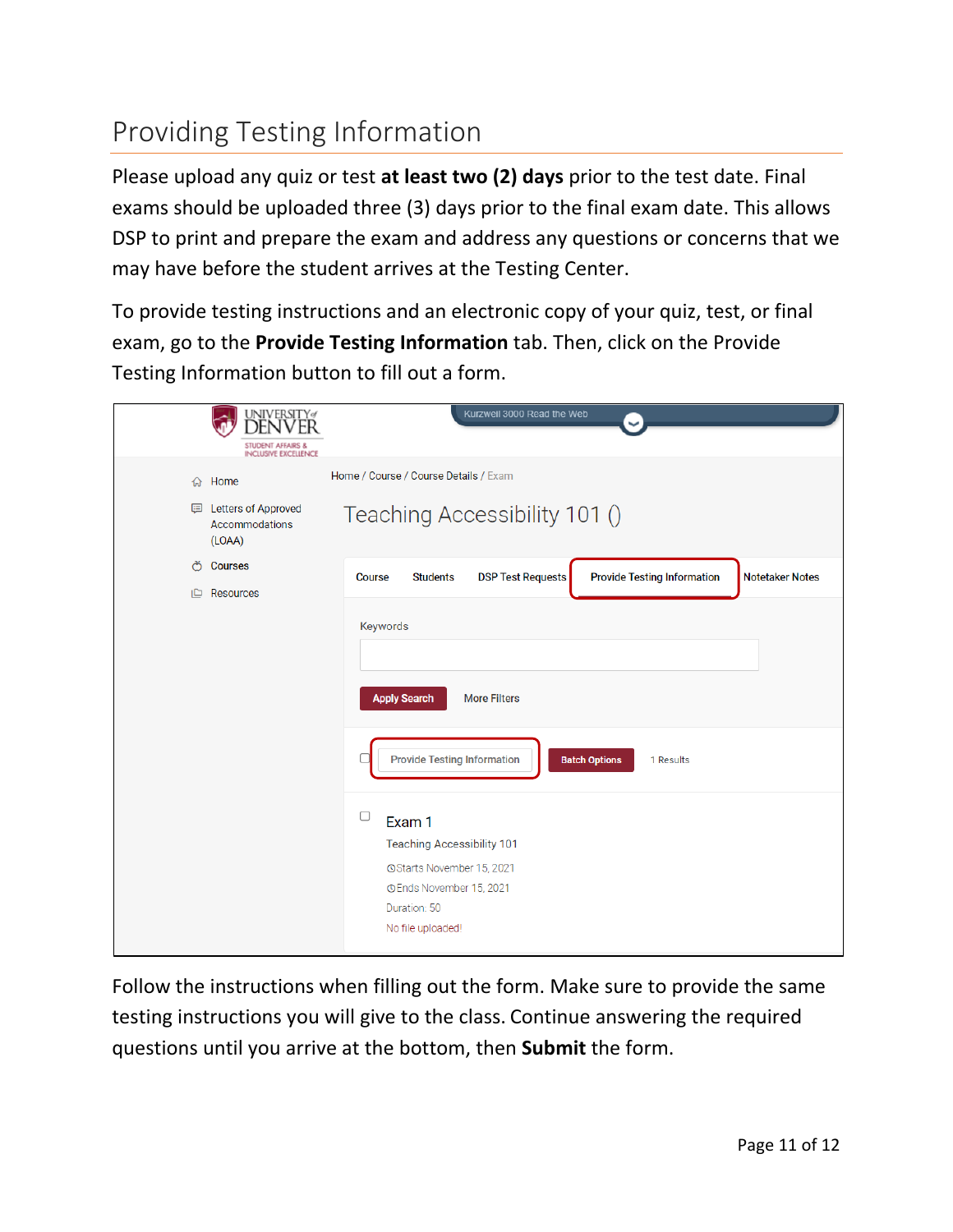## Providing Testing Information

Please upload any quiz or test **at least two (2) days** prior to the test date. Final exams should be uploaded three (3) days prior to the final exam date. This allows DSP to print and prepare the exam and address any questions or concerns that we may have before the student arrives at the Testing Center.

To provide testing instructions and an electronic copy of your quiz, test, or final exam, go to the **Provide Testing Information** tab. Then, click on the Provide Testing Information button to fill out a form.

Follow the instructions when filling out the form. Make sure to provide the same testing instructions you will give to the class. Continue answering the required questions until you arrive at the bottom, then **Submit** the form.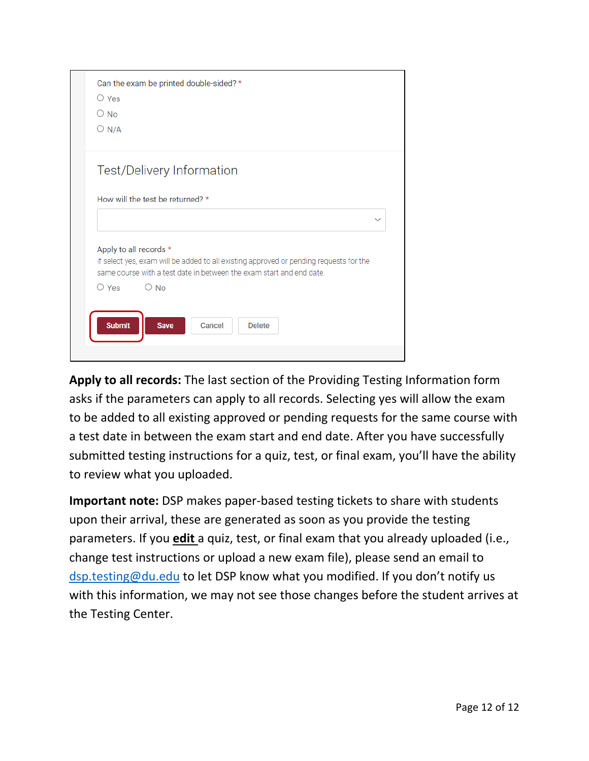Can the exam be printed double-sided? *

- Yes
- No
- N/A

Test/Delivery Information

How will the test be returned? *

Apply to all records *

If select yes, exam will be added to all existing approved or pending requests for the same course with a test date in between the exam start and end date.

- Yes
- No

Submit Save Cancel Delete

**Apply to all records:** The last section of the Providing Testing Information form asks if the parameters can apply to all records. Selecting yes will allow the exam to be added to all existing approved or pending requests for the same course with a test date in between the exam start and end date. After you have successfully submitted testing instructions for a quiz, test, or final exam, you'll have the ability to review what you uploaded.

**Important note:** DSP makes paper-based testing tickets to share with students upon their arrival, these are generated as soon as you provide the testing parameters. If you **edit** a quiz, test, or final exam that you already uploaded (i.e., change test instructions or upload a new exam file), please send an email to dsp.testing@du.edu to let DSP know what you modified. If you don't notify us with this information, we may not see those changes before the student arrives at the Testing Center.